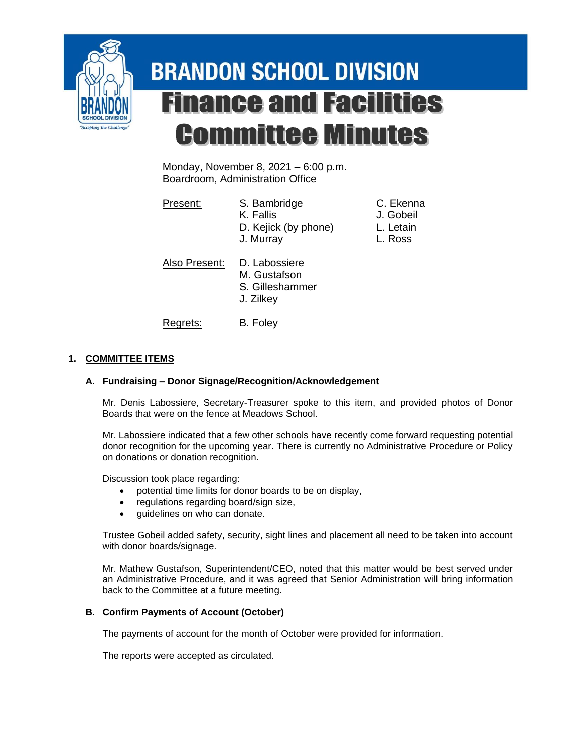# BRANDON SCHOOL DIVISION

# Finance and Facilities Committee Minutes

Monday, November 8, 2021 – 6:00 p.m.
Boardroom, Administration Office

| | | |
|---|---|---|
| Present: | S. Bambridge | C. Ekenna |
| | K. Fallis | J. Gobeil |
| | D. Kejick (by phone) | L. Letain |
| | J. Murray | L. Ross |
| Also Present: | D. Labossiere | |
| | M. Gustafson | |
| | S. Gilleshammer | |
| | J. Zilkey | |
| Regrets: | B. Foley | |

---

## 1. COMMITTEE ITEMS

### A. Fundraising – Donor Signage/Recognition/Acknowledgement

Mr. Denis Labossiere, Secretary-Treasurer spoke to this item, and provided photos of Donor Boards that were on the fence at Meadows School.

Mr. Labossiere indicated that a few other schools have recently come forward requesting potential donor recognition for the upcoming year. There is currently no Administrative Procedure or Policy on donations or donation recognition.

Discussion took place regarding:

- potential time limits for donor boards to be on display,
- regulations regarding board/sign size,
- guidelines on who can donate.

Trustee Gobeil added safety, security, sight lines and placement all need to be taken into account with donor boards/signage.

Mr. Mathew Gustafson, Superintendent/CEO, noted that this matter would be best served under an Administrative Procedure, and it was agreed that Senior Administration will bring information back to the Committee at a future meeting.

### B. Confirm Payments of Account (October)

The payments of account for the month of October were provided for information.

The reports were accepted as circulated.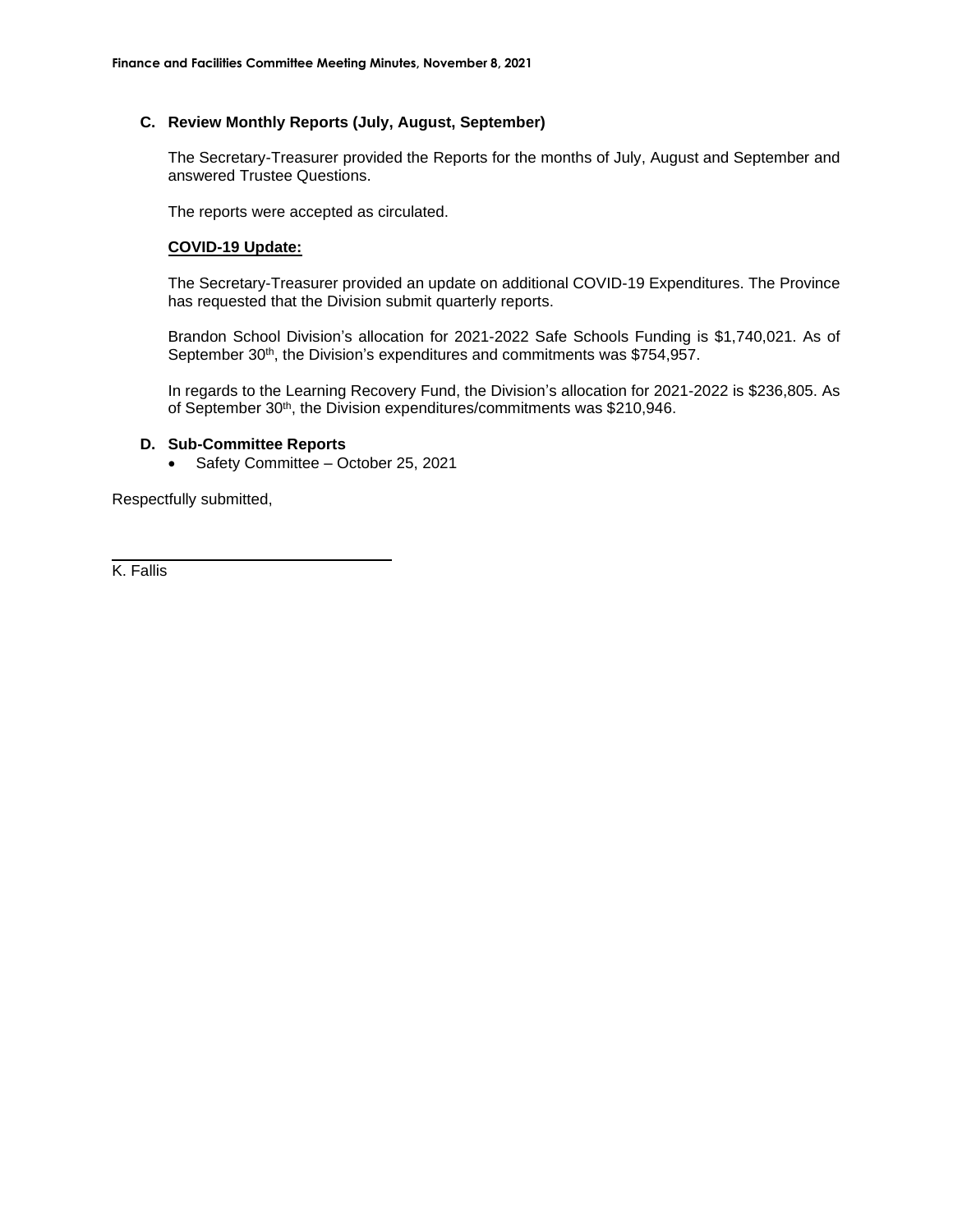### C. Review Monthly Reports (July, August, September)

The Secretary-Treasurer provided the Reports for the months of July, August and September and answered Trustee Questions.

The reports were accepted as circulated.

**COVID-19 Update:**

The Secretary-Treasurer provided an update on additional COVID-19 Expenditures. The Province has requested that the Division submit quarterly reports.

Brandon School Division's allocation for 2021-2022 Safe Schools Funding is $1,740,021. As of September 30th, the Division's expenditures and commitments was $754,957.

In regards to the Learning Recovery Fund, the Division's allocation for 2021-2022 is $236,805. As of September 30th, the Division expenditures/commitments was $210,946.

### D. Sub-Committee Reports

- Safety Committee – October 25, 2021

Respectfully submitted,

K. Fallis